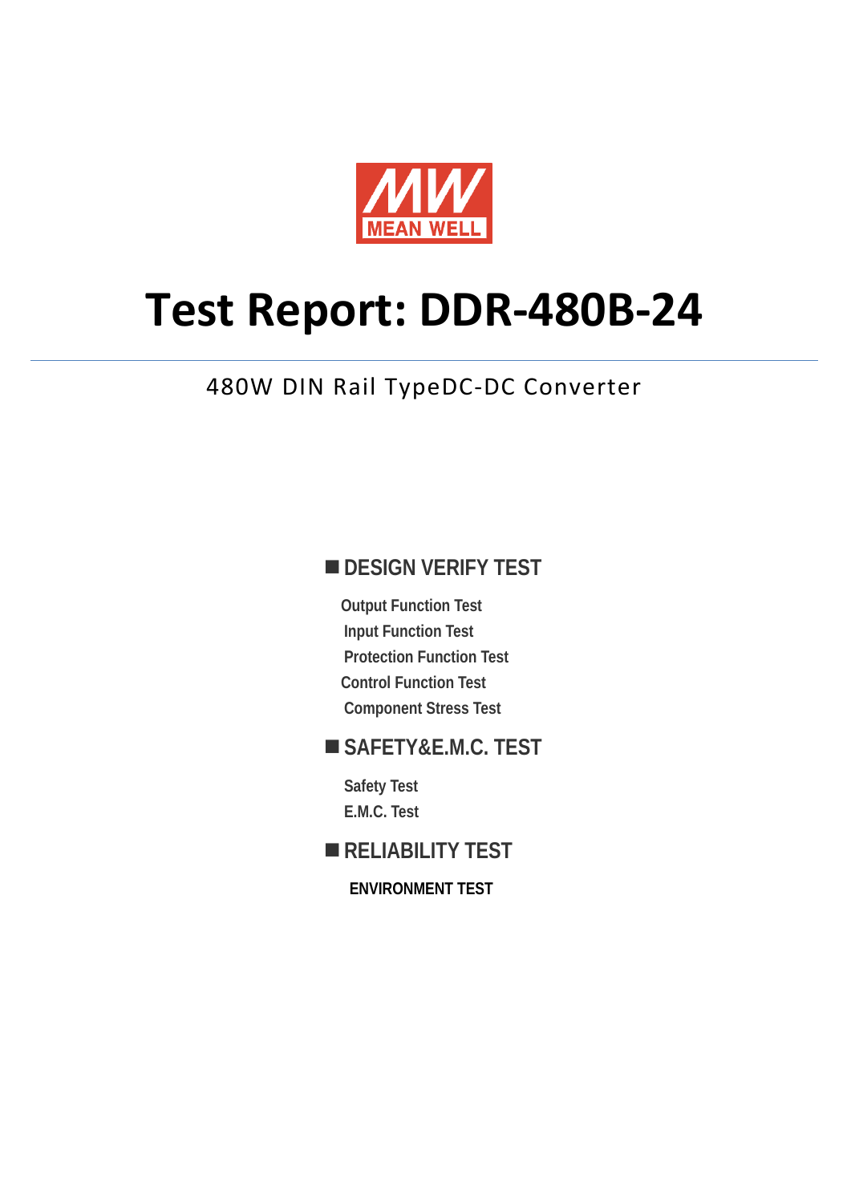MEAN WELL

# Test Report: DDR-480B-24

480W DIN Rail TypeDC-DC Converter

## DESIGN VERIFY TEST

- Output Function Test
- Input Function Test
- Protection Function Test
- Control Function Test
- Component Stress Test

## SAFETY&E.M.C. TEST

- Safety Test
- E.M.C. Test

## RELIABILITY TEST

- **ENVIRONMENT TEST**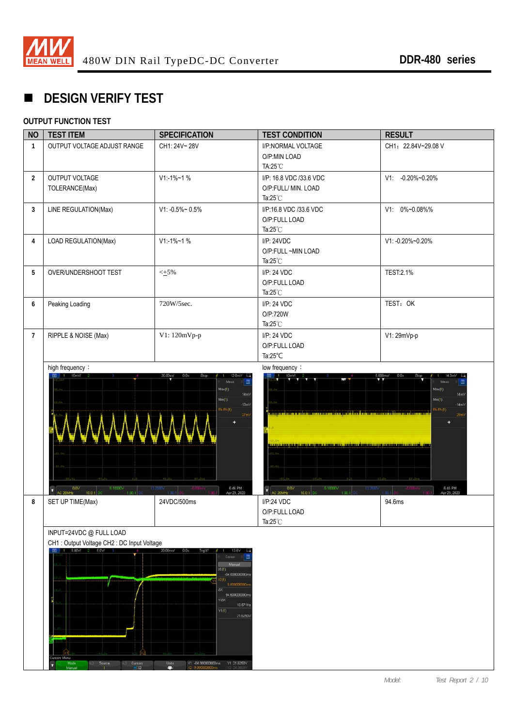## DESIGN VERIFY TEST

### OUTPUT FUNCTION TEST

| NO | TEST ITEM | SPECIFICATION | TEST CONDITION | RESULT |
|---|---|---|---|---|
| 1 | OUTPUT VOLTAGE ADJUST RANGE | CH1: 24V~ 28V | I/P:NORMAL VOLTAGE<br>O/P:MIN LOAD<br>TA:25℃ | CH1：22.84V~29.08 V |
| 2 | OUTPUT VOLTAGE TOLERANCE(Max) | V1:-1%~1 % | I/P: 16.8 VDC /33.6 VDC<br>O/P:FULL/ MIN. LOAD<br>Ta:25℃ | V1: -0.20%~0.20% |
| 3 | LINE REGULATION(Max) | V1: -0.5%~ 0.5% | I/P:16.8 VDC /33.6 VDC<br>O/P:FULL LOAD<br>Ta:25℃ | V1: 0%~0.08%% |
| 4 | LOAD REGULATION(Max) | V1:-1%~1 % | I/P: 24VDC<br>O/P:FULL ~MIN LOAD<br>Ta:25℃ | V1: -0.20%~0.20% |
| 5 | OVER/UNDERSHOOT TEST | <±5% | I/P: 24 VDC<br>O/P:FULL LOAD<br>Ta:25℃ | TEST:2.1% |
| 6 | Peaking Loading | 720W/5sec. | I/P: 24 VDC<br>O/P:720W<br>Ta:25℃ | TEST：OK |
| 7 | RIPPLE & NOISE (Max) | V1: 120mVp-p | I/P: 24 VDC<br>O/P:FULL LOAD<br>Ta:25℃ | V1: 29mVp-p |
| | high frequency： | | low frequency： | |
| 8 | SET UP TIME(Max) | 24VDC/500ms | I/P:24 VDC<br>O/P:FULL LOAD<br>Ta:25℃ | 94.6ms |
| | INPUT=24VDC @ FULL LOAD<br>CH1 : Output Voltage CH2 : DC Input Voltage | | | |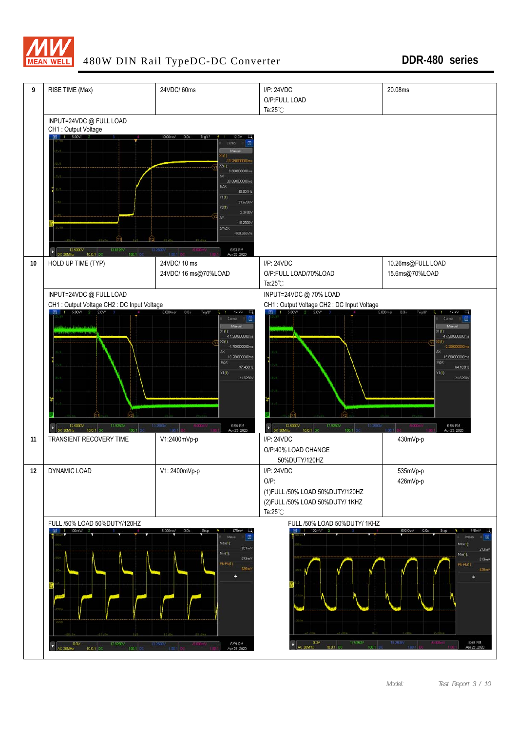# 480W DIN Rail TypeDC-DC Converter

## DDR-480 series

| | | | | |
|---|---|---|---|---|
| 9 | RISE TIME (Max) | 24VDC/ 60ms | I/P: 24VDC<br>O/P:FULL LOAD<br>Ta:25℃ | 20.08ms |
| | INPUT=24VDC @ FULL LOAD<br>CH1 : Output Voltage | | | |
| 10 | HOLD UP TIME (TYP) | 24VDC/ 10 ms<br>24VDC/ 16 ms@70%LOAD | I/P: 24VDC<br>O/P:FULL LOAD/70%LOAD<br>Ta:25℃ | 10.26ms@FULL LOAD<br>15.6ms@70%LOAD |
| | INPUT=24VDC @ FULL LOAD<br>CH1 : Output Voltage CH2 : DC Input Voltage | | INPUT=24VDC @ 70% LOAD<br>CH1 : Output Voltage CH2 : DC Input Voltage | |
| 11 | TRANSIENT RECOVERY TIME | V1:2400mVp-p | I/P: 24VDC<br>O/P:40% LOAD CHANGE<br>50%DUTY/120HZ | 430mVp-p |
| 12 | DYNAMIC LOAD | V1: 2400mVp-p | I/P: 24VDC<br>O/P:<br>(1)FULL /50% LOAD 50%DUTY/120HZ<br>(2)FULL /50% LOAD 50%DUTY/ 1KHZ<br>Ta:25℃ | 535mVp-p<br>426mVp-p |
| | FULL /50% LOAD 50%DUTY/120HZ | | FULL /50% LOAD 50%DUTY/ 1KHZ | |

Model: Test Report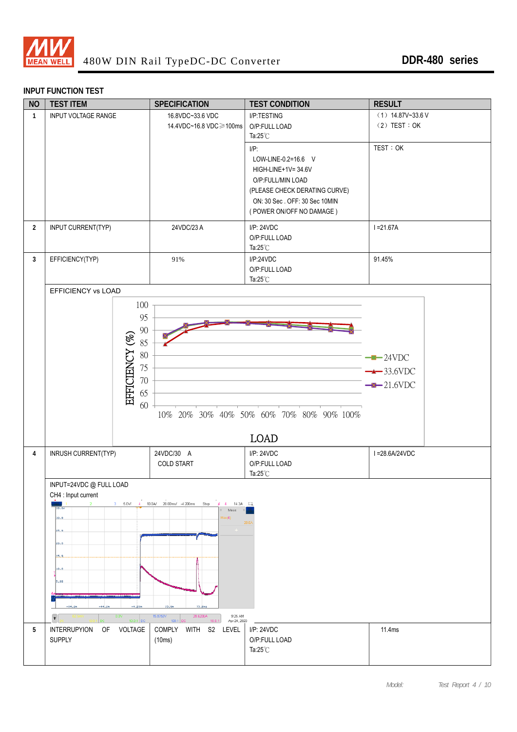480W DIN Rail TypeDC-DC Converter **DDR-480 series**

### INPUT FUNCTION TEST

| NO | TEST ITEM | SPECIFICATION | TEST CONDITION | RESULT |
|---|---|---|---|---|
| 1 | INPUT VOLTAGE RANGE | 16.8VDC~33.6 VDC<br>14.4VDC~16.8 VDC≥100ms | I/P:TESTING<br>O/P:FULL LOAD<br>Ta:25℃ | （1）14.87V~33.6 V<br>（2）TEST：OK |
| | | | I/P:<br>LOW-LINE-0.2=16.6 V<br>HIGH-LINE+1V= 34.6V<br>O/P:FULL/MIN LOAD<br>(PLEASE CHECK DERATING CURVE)<br>ON: 30 Sec . OFF: 30 Sec 10MIN<br>( POWER ON/OFF NO DAMAGE ) | TEST：OK |
| 2 | INPUT CURRENT(TYP) | 24VDC/23 A | I/P: 24VDC<br>O/P:FULL LOAD<br>Ta:25℃ | I =21.67A |
| 3 | EFFICIENCY(TYP) | 91% | I/P:24VDC<br>O/P:FULL LOAD<br>Ta:25℃ | 91.45% |

EFFICIENCY vs LOAD

(Chart: EFFICIENCY (%) 60–100 vs LOAD 10%–100%; series: 24VDC, 33.6VDC, 21.6VDC)

| NO | TEST ITEM | SPECIFICATION | TEST CONDITION | RESULT |
|---|---|---|---|---|
| 4 | INRUSH CURRENT(TYP) | 24VDC/30 A<br>COLD START | I/P: 24VDC<br>O/P:FULL LOAD<br>Ta:25℃ | I =28.6A/24VDC |

INPUT=24VDC @ FULL LOAD

CH4 : Input current

| NO | TEST ITEM | SPECIFICATION | TEST CONDITION | RESULT |
|---|---|---|---|---|
| 5 | INTERRUPYION OF VOLTAGE SUPPLY | COMPLY WITH S2 LEVEL (10ms) | I/P: 24VDC<br>O/P:FULL LOAD<br>Ta:25℃ | 11.4ms |

Model: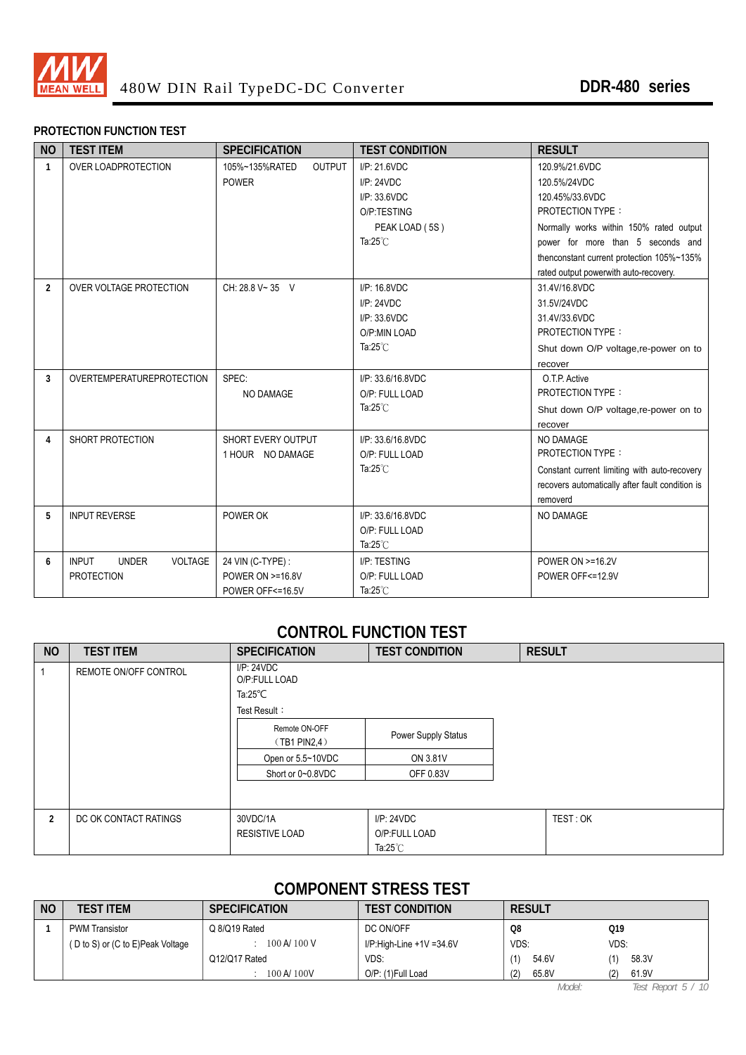## PROTECTION FUNCTION TEST

| NO | TEST ITEM | SPECIFICATION | TEST CONDITION | RESULT |
|---|---|---|---|---|
| 1 | OVER LOADPROTECTION | 105%~135%RATED OUTPUT POWER | I/P: 21.6VDC<br>I/P: 24VDC<br>I/P: 33.6VDC<br>O/P:TESTING<br>PEAK LOAD ( 5S )<br>Ta:25℃ | 120.9%/21.6VDC<br>120.5%/24VDC<br>120.45%/33.6VDC<br>PROTECTION TYPE：<br>Normally works within 150% rated output power for more than 5 seconds and thenconstant current protection 105%~135% rated output powerwith auto-recovery. |
| 2 | OVER VOLTAGE PROTECTION | CH: 28.8 V~ 35 V | I/P: 16.8VDC<br>I/P: 24VDC<br>I/P: 33.6VDC<br>O/P:MIN LOAD<br>Ta:25℃ | 31.4V/16.8VDC<br>31.5V/24VDC<br>31.4V/33.6VDC<br>PROTECTION TYPE：<br>Shut down O/P voltage,re-power on to recover |
| 3 | OVERTEMPERATUREPROTECTION | SPEC:<br>NO DAMAGE | I/P: 33.6/16.8VDC<br>O/P: FULL LOAD<br>Ta:25℃ | O.T.P. Active<br>PROTECTION TYPE：<br>Shut down O/P voltage,re-power on to recover |
| 4 | SHORT PROTECTION | SHORT EVERY OUTPUT<br>1 HOUR NO DAMAGE | I/P: 33.6/16.8VDC<br>O/P: FULL LOAD<br>Ta:25℃ | NO DAMAGE<br>PROTECTION TYPE：<br>Constant current limiting with auto-recovery recovers automatically after fault condition is removerd |
| 5 | INPUT REVERSE | POWER OK | I/P: 33.6/16.8VDC<br>O/P: FULL LOAD<br>Ta:25℃ | NO DAMAGE |
| 6 | INPUT UNDER VOLTAGE PROTECTION | 24 VIN (C-TYPE) :<br>POWER ON >=16.8V<br>POWER OFF<=16.5V | I/P: TESTING<br>O/P: FULL LOAD<br>Ta:25℃ | POWER ON >=16.2V<br>POWER OFF<=12.9V |

## CONTROL FUNCTION TEST

| NO | TEST ITEM | SPECIFICATION | TEST CONDITION | RESULT |
|---|---|---|---|---|
| 1 | REMOTE ON/OFF CONTROL | I/P: 24VDC<br>O/P:FULL LOAD<br>Ta:25℃<br>Test Result： | | |
| 2 | DC OK CONTACT RATINGS | 30VDC/1A<br>RESISTIVE LOAD | I/P: 24VDC<br>O/P:FULL LOAD<br>Ta:25℃ | TEST : OK |

| Remote ON-OFF (TB1 PIN2,4) | Power Supply Status |
|---|---|
| Open or 5.5~10VDC | ON 3.81V |
| Short or 0~0.8VDC | OFF 0.83V |

## COMPONENT STRESS TEST

| NO | TEST ITEM | SPECIFICATION | TEST CONDITION | RESULT | |
|---|---|---|---|---|---|
| 1 | PWM Transistor<br>( D to S) or (C to E)Peak Voltage | Q 8/Q19 Rated<br>: 100 A/ 100 V<br>Q12/Q17 Rated<br>: 100 A/ 100V | DC ON/OFF<br>I/P:High-Line +1V =34.6V<br>VDS:<br>O/P: (1)Full Load | Q8<br>VDS:<br>(1) 54.6V<br>(2) 65.8V | Q19<br>VDS:<br>(1) 58.3V<br>(2) 61.9V |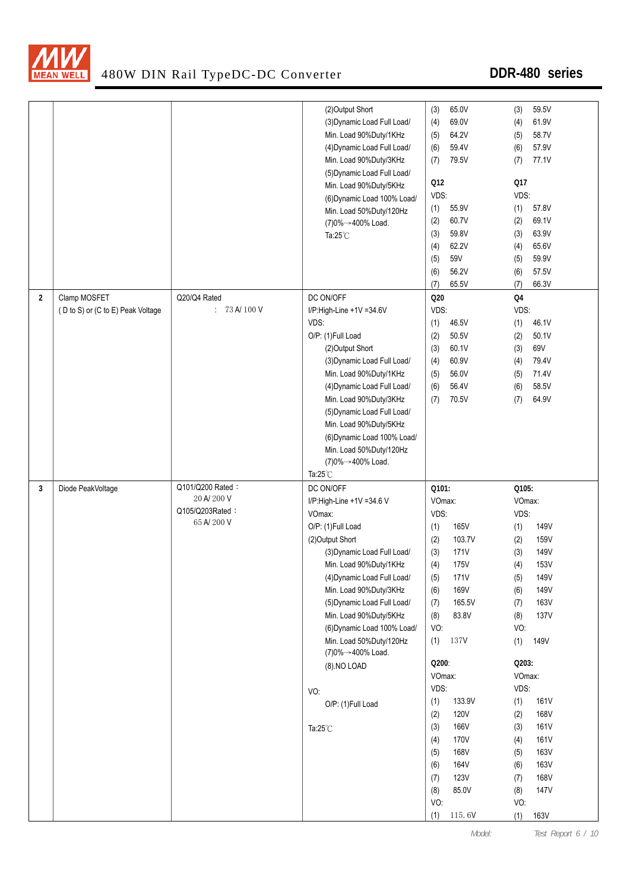| | | | | | |
|---|---|---|---|---|---|
| | | | (2)Output Short<br>(3)Dynamic Load Full Load/<br>Min. Load 90%Duty/1KHz<br>(4)Dynamic Load Full Load/<br>Min. Load 90%Duty/3KHz<br>(5)Dynamic Load Full Load/<br>Min. Load 90%Duty/5KHz<br>(6)Dynamic Load 100% Load/<br>Min. Load 50%Duty/120Hz<br>(7)0%→400% Load.<br>Ta:25℃ | (3) 65.0V<br>(4) 69.0V<br>(5) 64.2V<br>(6) 59.4V<br>(7) 79.5V<br><br>**Q12**<br>VDS:<br>(1) 55.9V<br>(2) 60.7V<br>(3) 59.8V<br>(4) 62.2V<br>(5) 59V<br>(6) 56.2V<br>(7) 65.5V | (3) 59.5V<br>(4) 61.9V<br>(5) 58.7V<br>(6) 57.9V<br>(7) 77.1V<br><br>**Q17**<br>VDS:<br>(1) 57.8V<br>(2) 69.1V<br>(3) 63.9V<br>(4) 65.6V<br>(5) 59.9V<br>(6) 57.5V<br>(7) 66.3V |
| **2** | Clamp MOSFET<br>( D to S) or (C to E) Peak Voltage | Q20/Q4 Rated<br>: 73 A/ 100 V | DC ON/OFF<br>I/P:High-Line +1V =34.6V<br>VDS:<br>O/P: (1)Full Load<br>(2)Output Short<br>(3)Dynamic Load Full Load/<br>Min. Load 90%Duty/1KHz<br>(4)Dynamic Load Full Load/<br>Min. Load 90%Duty/3KHz<br>(5)Dynamic Load Full Load/<br>Min. Load 90%Duty/5KHz<br>(6)Dynamic Load 100% Load/<br>Min. Load 50%Duty/120Hz<br>(7)0%→400% Load.<br>Ta:25℃ | **Q20**<br>VDS:<br>(1) 46.5V<br>(2) 50.5V<br>(3) 60.1V<br>(4) 60.9V<br>(5) 56.0V<br>(6) 56.4V<br>(7) 70.5V | **Q4**<br>VDS:<br>(1) 46.1V<br>(2) 50.1V<br>(3) 69V<br>(4) 79.4V<br>(5) 71.4V<br>(6) 58.5V<br>(7) 64.9V |
| **3** | Diode PeakVoltage | Q101/Q200 Rated :<br>20 A/ 200 V<br>Q105/Q203Rated :<br>65 A/ 200 V | DC ON/OFF<br>I/P:High-Line +1V =34.6 V<br>VOmax:<br>O/P: (1)Full Load<br>(2)Output Short<br>(3)Dynamic Load Full Load/<br>Min. Load 90%Duty/1KHz<br>(4)Dynamic Load Full Load/<br>Min. Load 90%Duty/3KHz<br>(5)Dynamic Load Full Load/<br>Min. Load 90%Duty/5KHz<br>(6)Dynamic Load 100% Load/<br>Min. Load 50%Duty/120Hz<br>(7)0%→400% Load.<br>(8).NO LOAD<br><br>VO:<br>O/P: (1)Full Load<br><br>Ta:25℃ | **Q101:**<br>VOmax:<br>VDS:<br>(1) 165V<br>(2) 103.7V<br>(3) 171V<br>(4) 175V<br>(5) 171V<br>(6) 169V<br>(7) 165.5V<br>(8) 83.8V<br>VO:<br>(1) 137V<br><br>**Q200:**<br>VOmax:<br>VDS:<br>(1) 133.9V<br>(2) 120V<br>(3) 166V<br>(4) 170V<br>(5) 168V<br>(6) 164V<br>(7) 123V<br>(8) 85.0V<br>VO:<br>(1) 115. 6V | **Q105:**<br>VOmax:<br>VDS:<br>(1) 149V<br>(2) 159V<br>(3) 149V<br>(4) 153V<br>(5) 149V<br>(6) 149V<br>(7) 163V<br>(8) 137V<br>VO:<br>(1) 149V<br><br>**Q203:**<br>VOmax:<br>VDS:<br>(1) 161V<br>(2) 168V<br>(3) 161V<br>(4) 161V<br>(5) 163V<br>(6) 163V<br>(7) 168V<br>(8) 147V<br>VO:<br>(1) 163V |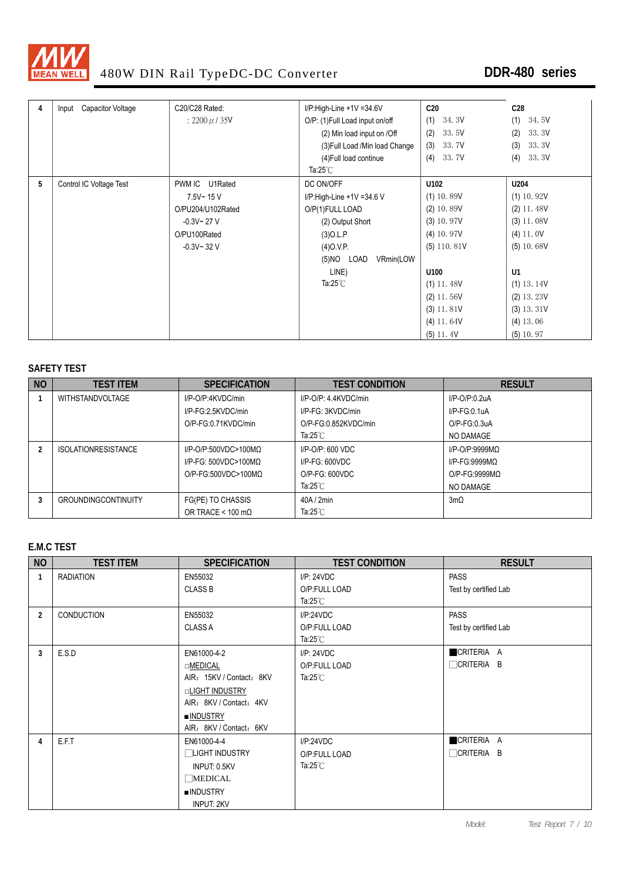| 4 | Input Capacitor Voltage | C20/C28 Rated: : 2200 μ / 35V | I/P:High-Line +1V =34.6V O/P: (1)Full Load input on/off (2) Min load input on /Off (3)Full Load /Min load Change (4)Full load continue Ta:25℃ | C20 (1) 34.3V (2) 33.5V (3) 33.7V (4) 33.7V | C28 (1) 34.5V (2) 33.3V (3) 33.3V (4) 33.3V |
|---|---|---|---|---|---|
| 5 | Control IC Voltage Test | PWM IC U1Rated 7.5V~ 15 V O/PU204/U102Rated -0.3V~ 27 V O/PU100Rated -0.3V~ 32 V | DC ON/OFF I/P:High-Line +1V =34.6 V O/P(1)FULL LOAD (2) Output Short (3)O.L.P (4)O.V.P. (5)NO LOAD VRmin(LOW LINE) Ta:25℃ | U102 (1) 10.89V (2) 10.89V (3) 10.97V (4) 10.97V (5) 110.81V<br><br>U100 (1) 11.48V (2) 11.56V (3) 11.81V (4) 11.64V (5) 11.4V | U204 (1) 10.92V (2) 11.48V (3) 11.08V (4) 11.0V (5) 10.68V<br><br>U1 (1) 13.14V (2) 13.23V (3) 13.31V (4) 13.06 (5) 10.97 |

## SAFETY TEST

| NO | TEST ITEM | SPECIFICATION | TEST CONDITION | RESULT |
|---|---|---|---|---|
| 1 | WITHSTANDVOLTAGE | I/P-O/P:4KVDC/min<br>I/P-FG:2.5KVDC/min<br>O/P-FG:0.71KVDC/min | I/P-O/P: 4.4KVDC/min<br>I/P-FG: 3KVDC/min<br>O/P-FG:0.852KVDC/min<br>Ta:25℃ | I/P-O/P:0.2uA<br>I/P-FG:0.1uA<br>O/P-FG:0.3uA<br>NO DAMAGE |
| 2 | ISOLATIONRESISTANCE | I/P-O/P:500VDC>100MΩ<br>I/P-FG: 500VDC>100MΩ<br>O/P-FG:500VDC>100MΩ | I/P-O/P: 600 VDC<br>I/P-FG: 600VDC<br>O/P-FG: 600VDC<br>Ta:25℃ | I/P-O/P:9999MΩ<br>I/P-FG:9999MΩ<br>O/P-FG:9999MΩ<br>NO DAMAGE |
| 3 | GROUNDINGCONTINUITY | FG(PE) TO CHASSIS<br>OR TRACE < 100 mΩ | 40A / 2min<br>Ta:25℃ | 3mΩ |

## E.M.C TEST

| NO | TEST ITEM | SPECIFICATION | TEST CONDITION | RESULT |
|---|---|---|---|---|
| 1 | RADIATION | EN55032<br>CLASS B | I/P: 24VDC<br>O/P:FULL LOAD<br>Ta:25℃ | PASS<br>Test by certified Lab |
| 2 | CONDUCTION | EN55032<br>CLASS A | I/P:24VDC<br>O/P:FULL LOAD<br>Ta:25℃ | PASS<br>Test by certified Lab |
| 3 | E.S.D | EN61000-4-2<br>□MEDICAL<br>AIR：15KV / Contact：8KV<br>□LIGHT INDUSTRY<br>AIR：8KV / Contact：4KV<br>■INDUSTRY<br>AIR：8KV / Contact：6KV | I/P: 24VDC<br>O/P:FULL LOAD<br>Ta:25℃ | ■CRITERIA A<br>□CRITERIA B |
| 4 | E.F.T | EN61000-4-4<br>□LIGHT INDUSTRY<br>INPUT: 0.5KV<br>□MEDICAL<br>■INDUSTRY<br>INPUT: 2KV | I/P:24VDC<br>O/P:FULL LOAD<br>Ta:25℃ | ■CRITERIA A<br>□CRITERIA B |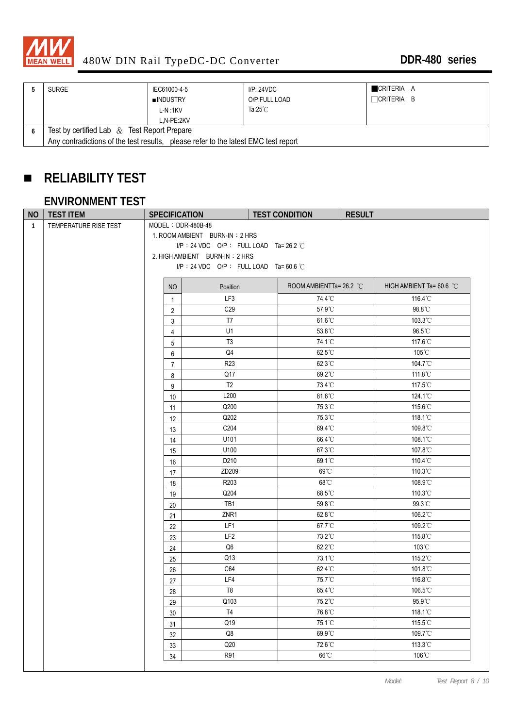| 5 | SURGE | IEC61000-4-5<br>■INDUSTRY<br>L-N :1KV<br>L,N-PE:2KV | I/P: 24VDC<br>O/P:FULL LOAD<br>Ta:25℃ | ■CRITERIA A<br>□CRITERIA B |
|---|---|---|---|---|
| 6 | Test by certified Lab ＆ Test Report Prepare<br>Any contradictions of the test results, please refer to the latest EMC test report | | | |

## ■ RELIABILITY TEST

### ENVIRONMENT TEST

| NO | TEST ITEM | SPECIFICATION | TEST CONDITION | RESULT |
|---|---|---|---|---|
| 1 | TEMPERATURE RISE TEST | MODEL：DDR-480B-48<br>1. ROOM AMBIENT BURN-IN：2 HRS<br>I/P：24 VDC O/P： FULL LOAD Ta= 26.2 ℃<br>2. HIGH AMBIENT BURN-IN：2 HRS<br>I/P：24 VDC O/P： FULL LOAD Ta= 60.6 ℃ | | |

| NO | Position | ROOM AMBIENTTa= 26.2 ℃ | HIGH AMBIENT Ta= 60.6 ℃ |
|---|---|---|---|
| 1 | LF3 | 74.4℃ | 116.4℃ |
| 2 | C29 | 57.9℃ | 98.8℃ |
| 3 | T7 | 61.6℃ | 103.3℃ |
| 4 | U1 | 53.8℃ | 96.5℃ |
| 5 | T3 | 74.1℃ | 117.6℃ |
| 6 | Q4 | 62.5℃ | 105℃ |
| 7 | R23 | 62.3℃ | 104.7℃ |
| 8 | Q17 | 69.2℃ | 111.8℃ |
| 9 | T2 | 73.4℃ | 117.5℃ |
| 10 | L200 | 81.6℃ | 124.1℃ |
| 11 | Q200 | 75.3℃ | 115.6℃ |
| 12 | Q202 | 75.3℃ | 118.1℃ |
| 13 | C204 | 69.4℃ | 109.8℃ |
| 14 | U101 | 66.4℃ | 108.1℃ |
| 15 | U100 | 67.3℃ | 107.8℃ |
| 16 | D210 | 69.1℃ | 110.4℃ |
| 17 | ZD209 | 69℃ | 110.3℃ |
| 18 | R203 | 68℃ | 108.9℃ |
| 19 | Q204 | 68.5℃ | 110.3℃ |
| 20 | TB1 | 59.8℃ | 99.3℃ |
| 21 | ZNR1 | 62.8℃ | 106.2℃ |
| 22 | LF1 | 67.7℃ | 109.2℃ |
| 23 | LF2 | 73.2℃ | 115.8℃ |
| 24 | Q6 | 62.2℃ | 103℃ |
| 25 | Q13 | 73.1℃ | 115.2℃ |
| 26 | C64 | 62.4℃ | 101.8℃ |
| 27 | LF4 | 75.7℃ | 116.8℃ |
| 28 | T8 | 65.4℃ | 106.5℃ |
| 29 | Q103 | 75.2℃ | 95.9℃ |
| 30 | T4 | 76.8℃ | 118.1℃ |
| 31 | Q19 | 75.1℃ | 115.5℃ |
| 32 | Q8 | 69.9℃ | 109.7℃ |
| 33 | Q20 | 72.6℃ | 113.3℃ |
| 34 | R91 | 66℃ | 106℃ |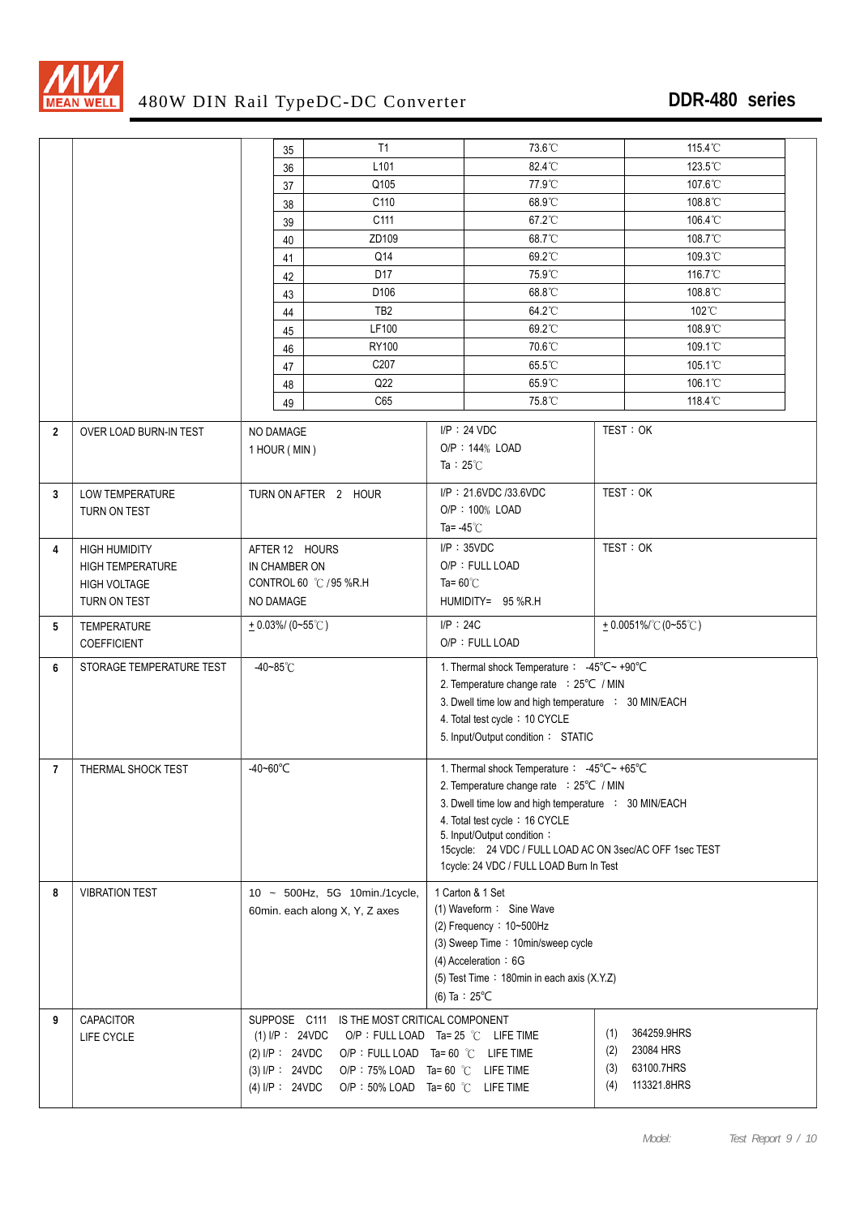# 480W DIN Rail TypeDC-DC Converter

## DDR-480 series

| No. | Part | Temp 1 | Temp 2 |
|---|---|---|---|
| 35 | T1 | 73.6℃ | 115.4℃ |
| 36 | L101 | 82.4℃ | 123.5℃ |
| 37 | Q105 | 77.9℃ | 107.6℃ |
| 38 | C110 | 68.9℃ | 108.8℃ |
| 39 | C111 | 67.2℃ | 106.4℃ |
| 40 | ZD109 | 68.7℃ | 108.7℃ |
| 41 | Q14 | 69.2℃ | 109.3℃ |
| 42 | D17 | 75.9℃ | 116.7℃ |
| 43 | D106 | 68.8℃ | 108.8℃ |
| 44 | TB2 | 64.2℃ | 102℃ |
| 45 | LF100 | 69.2℃ | 108.9℃ |
| 46 | RY100 | 70.6℃ | 109.1℃ |
| 47 | C207 | 65.5℃ | 105.1℃ |
| 48 | Q22 | 65.9℃ | 106.1℃ |
| 49 | C65 | 75.8℃ | 118.4℃ |

| No. | Test Item | Specification | Test Condition | Result |
|---|---|---|---|---|
| 2 | OVER LOAD BURN-IN TEST | NO DAMAGE<br>1 HOUR ( MIN ) | I/P：24 VDC<br>O/P：144% LOAD<br>Ta：25℃ | TEST：OK |
| 3 | LOW TEMPERATURE TURN ON TEST | TURN ON AFTER 2 HOUR | I/P：21.6VDC /33.6VDC<br>O/P：100% LOAD<br>Ta= -45℃ | TEST：OK |
| 4 | HIGH HUMIDITY HIGH TEMPERATURE HIGH VOLTAGE TURN ON TEST | AFTER 12 HOURS IN CHAMBER ON CONTROL 60 ℃ /95 %R.H<br>NO DAMAGE | I/P：35VDC<br>O/P：FULL LOAD<br>Ta= 60℃<br>HUMIDITY= 95 %R.H | TEST：OK |
| 5 | TEMPERATURE COEFFICIENT | ± 0.03%/ (0~55℃ ) | I/P：24C<br>O/P：FULL LOAD | ± 0.0051%/℃ (0~55℃ ) |
| 6 | STORAGE TEMPERATURE TEST | -40~85℃ | 1. Thermal shock Temperature： -45℃~ +90℃<br>2. Temperature change rate ：25℃ / MIN<br>3. Dwell time low and high temperature ： 30 MIN/EACH<br>4. Total test cycle：10 CYCLE<br>5. Input/Output condition： STATIC | |
| 7 | THERMAL SHOCK TEST | -40~60℃ | 1. Thermal shock Temperature： -45℃~ +65℃<br>2. Temperature change rate ：25℃ / MIN<br>3. Dwell time low and high temperature ： 30 MIN/EACH<br>4. Total test cycle：16 CYCLE<br>5. Input/Output condition：<br>15cycle: 24 VDC / FULL LOAD AC ON 3sec/AC OFF 1sec TEST<br>1cycle: 24 VDC / FULL LOAD Burn In Test | |
| 8 | VIBRATION TEST | 10 ~ 500Hz, 5G 10min./1cycle, 60min. each along X, Y, Z axes | 1 Carton & 1 Set<br>(1) Waveform： Sine Wave<br>(2) Frequency：10~500Hz<br>(3) Sweep Time：10min/sweep cycle<br>(4) Acceleration：6G<br>(5) Test Time：180min in each axis (X.Y.Z)<br>(6) Ta：25℃ | |
| 9 | CAPACITOR LIFE CYCLE | SUPPOSE C111 IS THE MOST CRITICAL COMPONENT<br>(1) I/P： 24VDC O/P：FULL LOAD Ta= 25 ℃ LIFE TIME<br>(2) I/P： 24VDC O/P：FULL LOAD Ta= 60 ℃ LIFE TIME<br>(3) I/P： 24VDC O/P：75% LOAD Ta= 60 ℃ LIFE TIME<br>(4) I/P： 24VDC O/P：50% LOAD Ta= 60 ℃ LIFE TIME | | (1) 364259.9HRS<br>(2) 23084 HRS<br>(3) 63100.7HRS<br>(4) 113321.8HRS |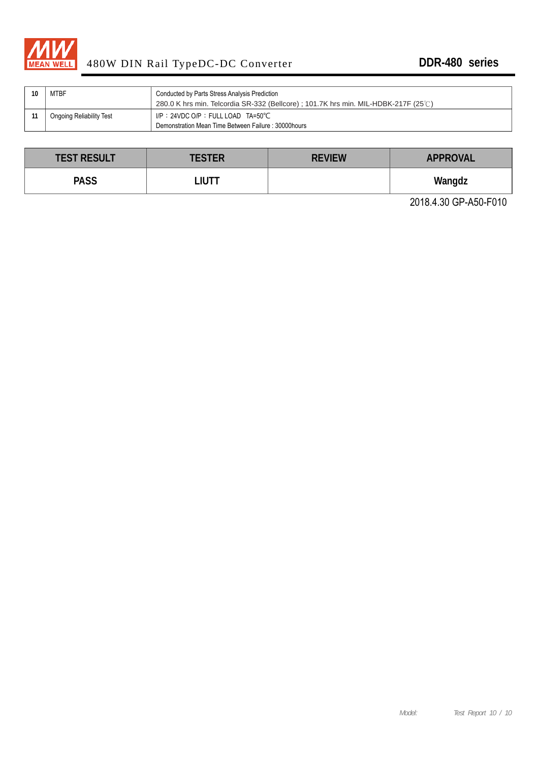| | | |
|---|---|---|
| 10 | MTBF | Conducted by Parts Stress Analysis Prediction<br>280.0 K hrs min. Telcordia SR-332 (Bellcore) ; 101.7K hrs min. MIL-HDBK-217F (25℃) |
| 11 | Ongoing Reliability Test | I/P：24VDC O/P：FULL LOAD TA=50℃<br>Demonstration Mean Time Between Failure : 30000hours |

| TEST RESULT | TESTER | REVIEW | APPROVAL |
|---|---|---|---|
| **PASS** | **LIUTT** | | **Wangdz** |

2018.4.30 GP-A50-F010